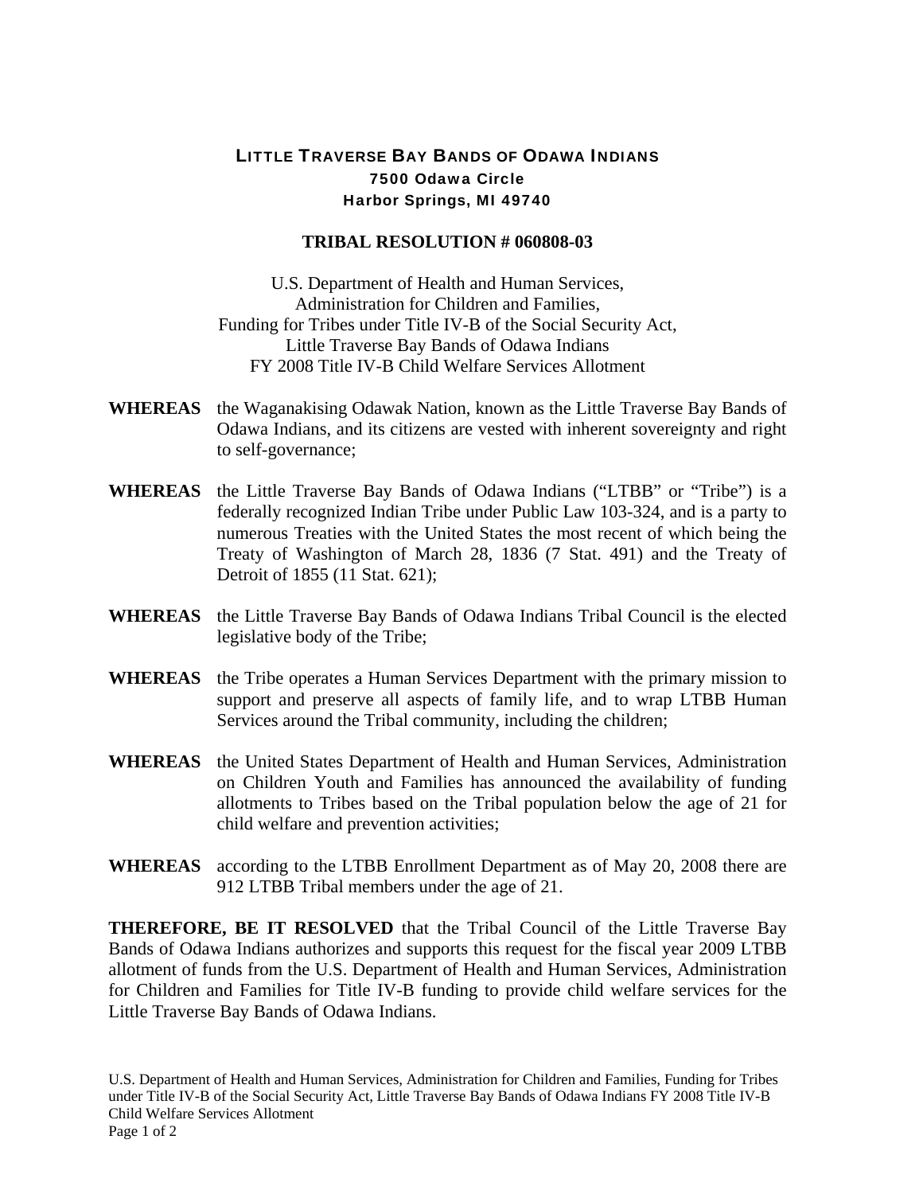# LITTLE TRAVERSE BAY BANDS OF ODAWA INDIANS

**7500 Odawa Circle**
**Harbor Springs, MI 49740**

## TRIBAL RESOLUTION # 060808-03

U.S. Department of Health and Human Services,
Administration for Children and Families,
Funding for Tribes under Title IV-B of the Social Security Act,
Little Traverse Bay Bands of Odawa Indians
FY 2008 Title IV-B Child Welfare Services Allotment

**WHEREAS** the Waganakising Odawak Nation, known as the Little Traverse Bay Bands of Odawa Indians, and its citizens are vested with inherent sovereignty and right to self-governance;

**WHEREAS** the Little Traverse Bay Bands of Odawa Indians ("LTBB" or "Tribe") is a federally recognized Indian Tribe under Public Law 103-324, and is a party to numerous Treaties with the United States the most recent of which being the Treaty of Washington of March 28, 1836 (7 Stat. 491) and the Treaty of Detroit of 1855 (11 Stat. 621);

**WHEREAS** the Little Traverse Bay Bands of Odawa Indians Tribal Council is the elected legislative body of the Tribe;

**WHEREAS** the Tribe operates a Human Services Department with the primary mission to support and preserve all aspects of family life, and to wrap LTBB Human Services around the Tribal community, including the children;

**WHEREAS** the United States Department of Health and Human Services, Administration on Children Youth and Families has announced the availability of funding allotments to Tribes based on the Tribal population below the age of 21 for child welfare and prevention activities;

**WHEREAS** according to the LTBB Enrollment Department as of May 20, 2008 there are 912 LTBB Tribal members under the age of 21.

**THEREFORE, BE IT RESOLVED** that the Tribal Council of the Little Traverse Bay Bands of Odawa Indians authorizes and supports this request for the fiscal year 2009 LTBB allotment of funds from the U.S. Department of Health and Human Services, Administration for Children and Families for Title IV-B funding to provide child welfare services for the Little Traverse Bay Bands of Odawa Indians.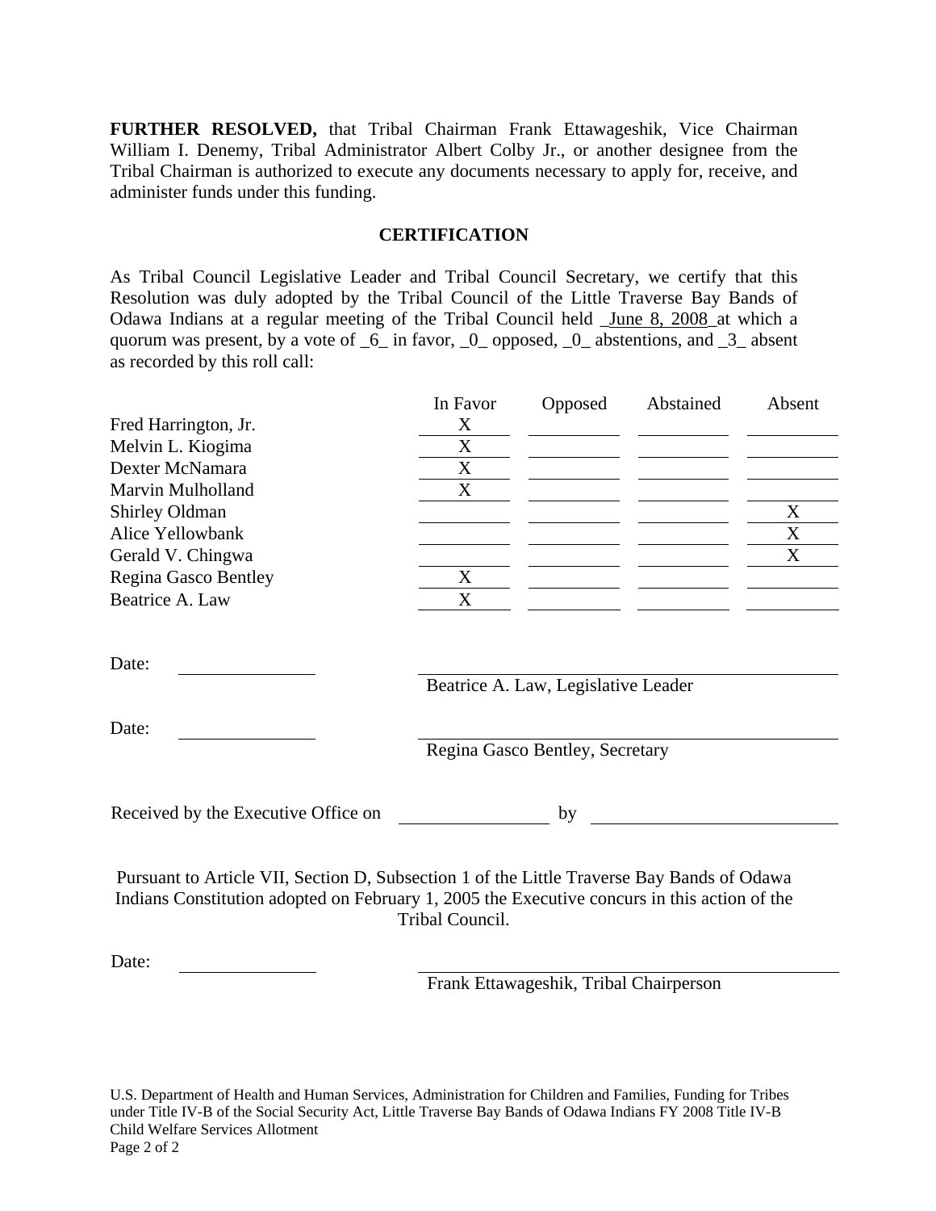**FURTHER RESOLVED,** that Tribal Chairman Frank Ettawageshik, Vice Chairman William I. Denemy, Tribal Administrator Albert Colby Jr., or another designee from the Tribal Chairman is authorized to execute any documents necessary to apply for, receive, and administer funds under this funding.

## CERTIFICATION

As Tribal Council Legislative Leader and Tribal Council Secretary, we certify that this Resolution was duly adopted by the Tribal Council of the Little Traverse Bay Bands of Odawa Indians at a regular meeting of the Tribal Council held _June 8, 2008_ at which a quorum was present, by a vote of _6_ in favor, _0_ opposed, _0_ abstentions, and _3_ absent as recorded by this roll call:

| | In Favor | Opposed | Abstained | Absent |
|---|---|---|---|---|
| Fred Harrington, Jr. | X | | | |
| Melvin L. Kiogima | X | | | |
| Dexter McNamara | X | | | |
| Marvin Mulholland | X | | | |
| Shirley Oldman | | | | X |
| Alice Yellowbank | | | | X |
| Gerald V. Chingwa | | | | X |
| Regina Gasco Bentley | X | | | |
| Beatrice A. Law | X | | | |

Date: ______________

______________________________
Beatrice A. Law, Legislative Leader

Date: ______________

______________________________
Regina Gasco Bentley, Secretary

Received by the Executive Office on ______________ by ______________________

Pursuant to Article VII, Section D, Subsection 1 of the Little Traverse Bay Bands of Odawa Indians Constitution adopted on February 1, 2005 the Executive concurs in this action of the Tribal Council.

Date: ______________

______________________________
Frank Ettawageshik, Tribal Chairperson

U.S. Department of Health and Human Services, Administration for Children and Families, Funding for Tribes under Title IV-B of the Social Security Act, Little Traverse Bay Bands of Odawa Indians FY 2008 Title IV-B Child Welfare Services Allotment